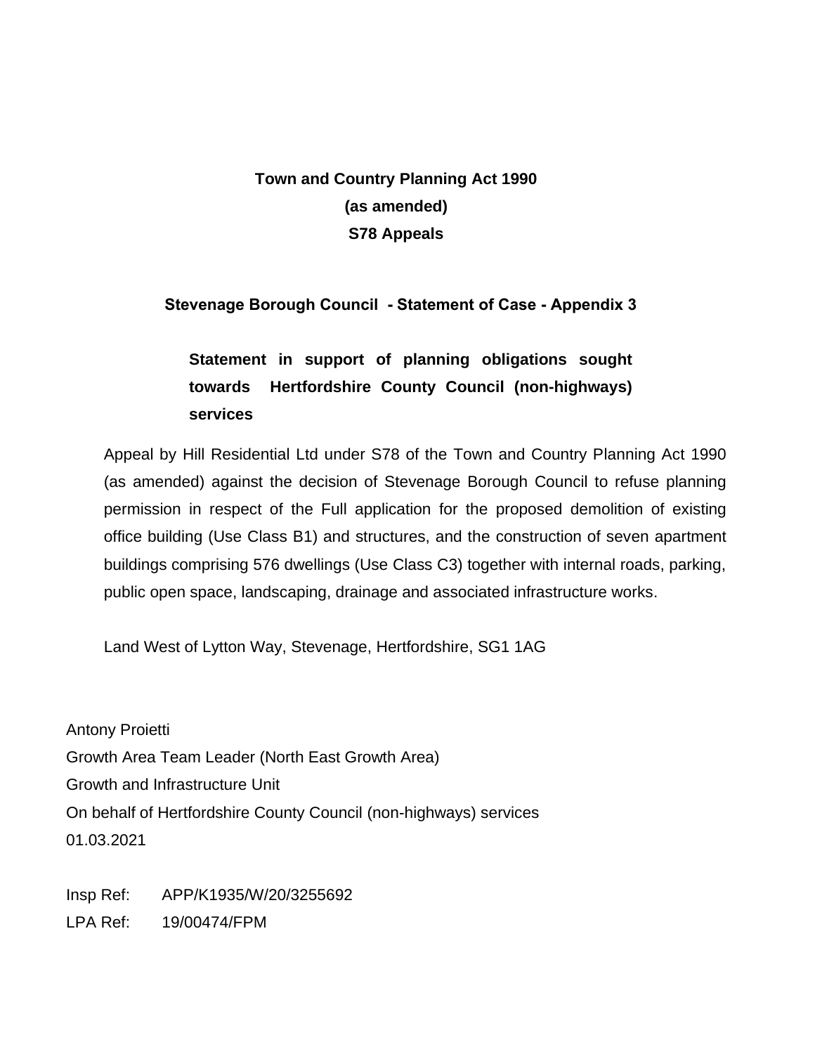**Town and Country Planning Act 1990**

**(as amended)**

**S78 Appeals**

**Stevenage Borough Council - Statement of Case - Appendix 3**

**Statement in support of planning obligations sought towards Hertfordshire County Council (non-highways) services**

Appeal by Hill Residential Ltd under S78 of the Town and Country Planning Act 1990 (as amended) against the decision of Stevenage Borough Council to refuse planning permission in respect of the Full application for the proposed demolition of existing office building (Use Class B1) and structures, and the construction of seven apartment buildings comprising 576 dwellings (Use Class C3) together with internal roads, parking, public open space, landscaping, drainage and associated infrastructure works.

Land West of Lytton Way, Stevenage, Hertfordshire, SG1 1AG

Antony Proietti
Growth Area Team Leader (North East Growth Area)
Growth and Infrastructure Unit
On behalf of Hertfordshire County Council (non-highways) services
01.03.2021

Insp Ref: APP/K1935/W/20/3255692
LPA Ref: 19/00474/FPM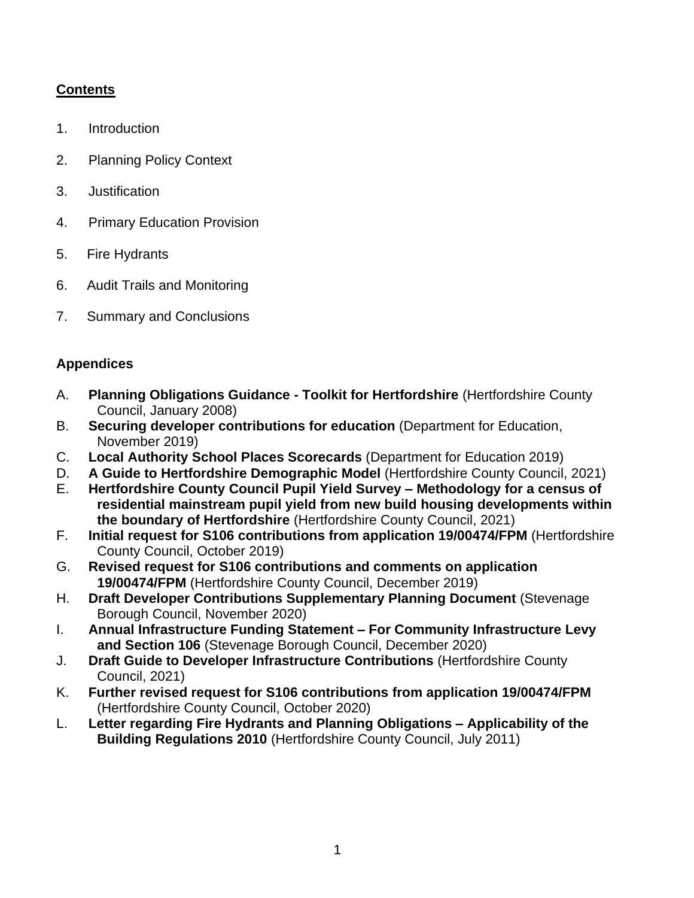## **Contents**

1. Introduction
2. Planning Policy Context
3. Justification
4. Primary Education Provision
5. Fire Hydrants
6. Audit Trails and Monitoring
7. Summary and Conclusions

### **Appendices**

A. **Planning Obligations Guidance - Toolkit for Hertfordshire** (Hertfordshire County Council, January 2008)

B. **Securing developer contributions for education** (Department for Education, November 2019)

C. **Local Authority School Places Scorecards** (Department for Education 2019)

D. **A Guide to Hertfordshire Demographic Model** (Hertfordshire County Council, 2021)

E. **Hertfordshire County Council Pupil Yield Survey – Methodology for a census of residential mainstream pupil yield from new build housing developments within the boundary of Hertfordshire** (Hertfordshire County Council, 2021)

F. **Initial request for S106 contributions from application 19/00474/FPM** (Hertfordshire County Council, October 2019)

G. **Revised request for S106 contributions and comments on application 19/00474/FPM** (Hertfordshire County Council, December 2019)

H. **Draft Developer Contributions Supplementary Planning Document** (Stevenage Borough Council, November 2020)

I. **Annual Infrastructure Funding Statement – For Community Infrastructure Levy and Section 106** (Stevenage Borough Council, December 2020)

J. **Draft Guide to Developer Infrastructure Contributions** (Hertfordshire County Council, 2021)

K. **Further revised request for S106 contributions from application 19/00474/FPM** (Hertfordshire County Council, October 2020)

L. **Letter regarding Fire Hydrants and Planning Obligations – Applicability of the Building Regulations 2010** (Hertfordshire County Council, July 2011)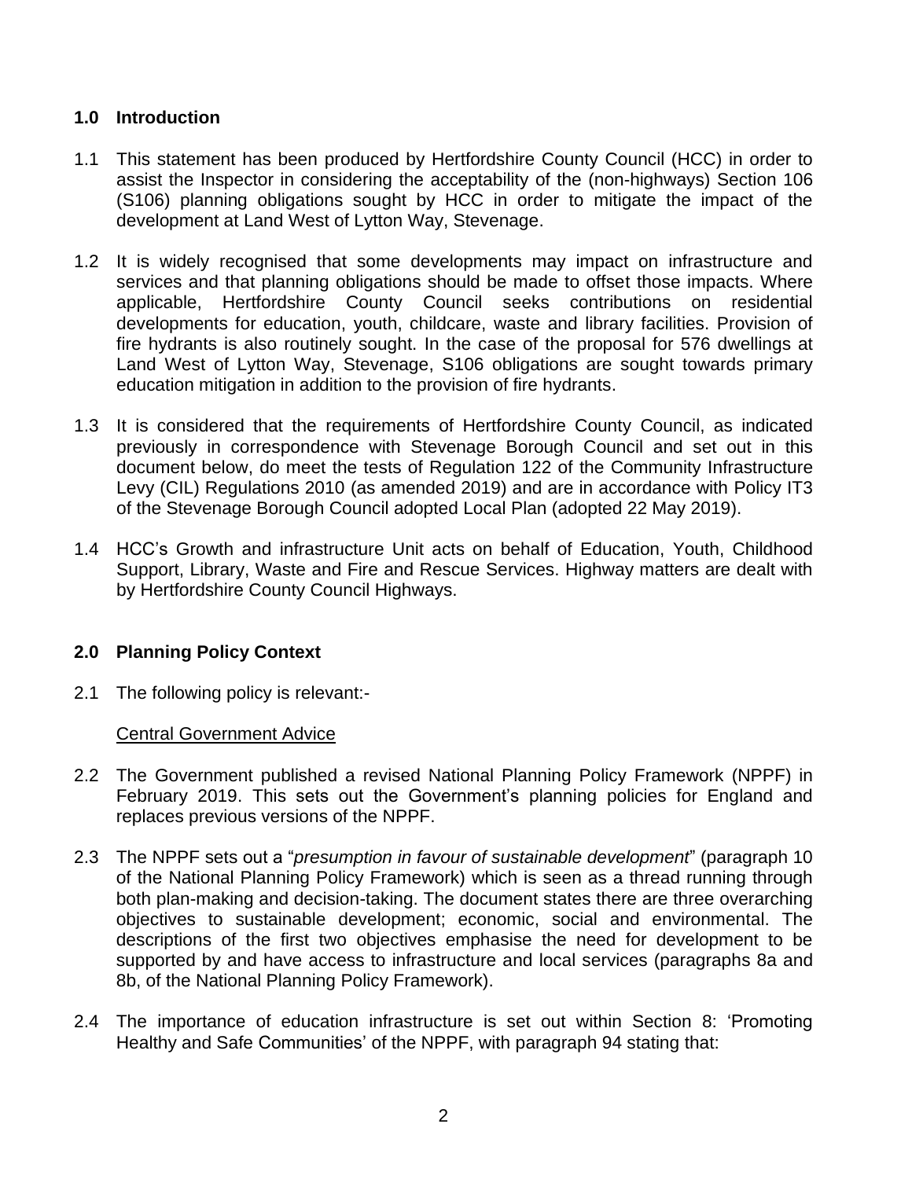## 1.0 Introduction

1.1 This statement has been produced by Hertfordshire County Council (HCC) in order to assist the Inspector in considering the acceptability of the (non-highways) Section 106 (S106) planning obligations sought by HCC in order to mitigate the impact of the development at Land West of Lytton Way, Stevenage.

1.2 It is widely recognised that some developments may impact on infrastructure and services and that planning obligations should be made to offset those impacts. Where applicable, Hertfordshire County Council seeks contributions on residential developments for education, youth, childcare, waste and library facilities. Provision of fire hydrants is also routinely sought. In the case of the proposal for 576 dwellings at Land West of Lytton Way, Stevenage, S106 obligations are sought towards primary education mitigation in addition to the provision of fire hydrants.

1.3 It is considered that the requirements of Hertfordshire County Council, as indicated previously in correspondence with Stevenage Borough Council and set out in this document below, do meet the tests of Regulation 122 of the Community Infrastructure Levy (CIL) Regulations 2010 (as amended 2019) and are in accordance with Policy IT3 of the Stevenage Borough Council adopted Local Plan (adopted 22 May 2019).

1.4 HCC's Growth and infrastructure Unit acts on behalf of Education, Youth, Childhood Support, Library, Waste and Fire and Rescue Services. Highway matters are dealt with by Hertfordshire County Council Highways.

## 2.0 Planning Policy Context

2.1 The following policy is relevant:-

<u>Central Government Advice</u>

2.2 The Government published a revised National Planning Policy Framework (NPPF) in February 2019. This sets out the Government's planning policies for England and replaces previous versions of the NPPF.

2.3 The NPPF sets out a "*presumption in favour of sustainable development*" (paragraph 10 of the National Planning Policy Framework) which is seen as a thread running through both plan-making and decision-taking. The document states there are three overarching objectives to sustainable development; economic, social and environmental. The descriptions of the first two objectives emphasise the need for development to be supported by and have access to infrastructure and local services (paragraphs 8a and 8b, of the National Planning Policy Framework).

2.4 The importance of education infrastructure is set out within Section 8: 'Promoting Healthy and Safe Communities' of the NPPF, with paragraph 94 stating that: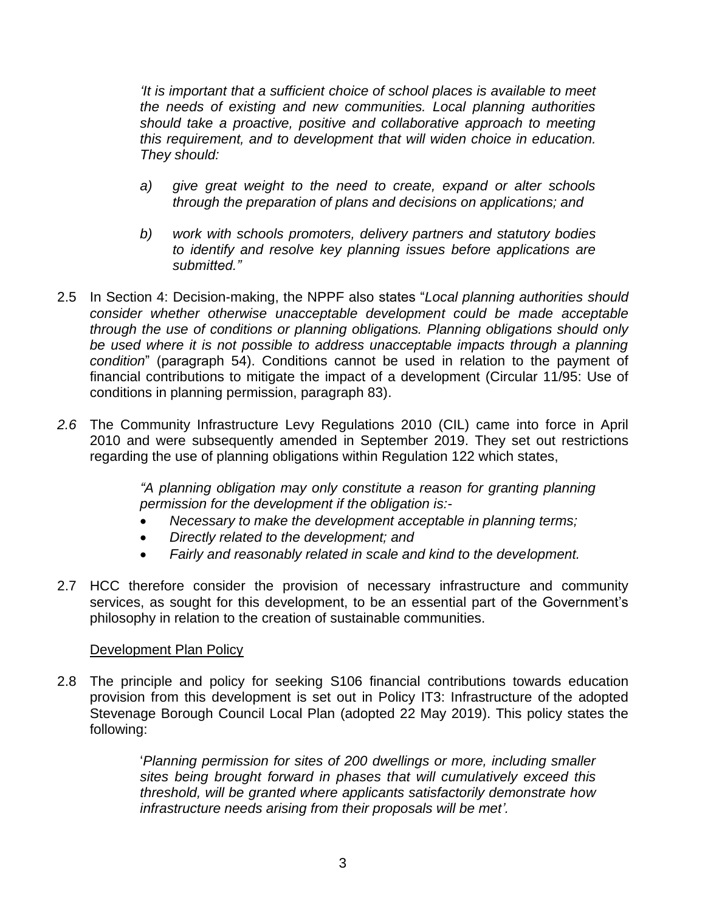> *'It is important that a sufficient choice of school places is available to meet the needs of existing and new communities. Local planning authorities should take a proactive, positive and collaborative approach to meeting this requirement, and to development that will widen choice in education. They should:*
>
> *a) give great weight to the need to create, expand or alter schools through the preparation of plans and decisions on applications; and*
>
> *b) work with schools promoters, delivery partners and statutory bodies to identify and resolve key planning issues before applications are submitted."*

2.5 In Section 4: Decision-making, the NPPF also states "*Local planning authorities should consider whether otherwise unacceptable development could be made acceptable through the use of conditions or planning obligations. Planning obligations should only be used where it is not possible to address unacceptable impacts through a planning condition*" (paragraph 54). Conditions cannot be used in relation to the payment of financial contributions to mitigate the impact of a development (Circular 11/95: Use of conditions in planning permission, paragraph 83).

*2.6* The Community Infrastructure Levy Regulations 2010 (CIL) came into force in April 2010 and were subsequently amended in September 2019. They set out restrictions regarding the use of planning obligations within Regulation 122 which states,

> *"A planning obligation may only constitute a reason for granting planning permission for the development if the obligation is:-*
>
> - *Necessary to make the development acceptable in planning terms;*
> - *Directly related to the development; and*
> - *Fairly and reasonably related in scale and kind to the development.*

2.7 HCC therefore consider the provision of necessary infrastructure and community services, as sought for this development, to be an essential part of the Government's philosophy in relation to the creation of sustainable communities.

Development Plan Policy

2.8 The principle and policy for seeking S106 financial contributions towards education provision from this development is set out in Policy IT3: Infrastructure of the adopted Stevenage Borough Council Local Plan (adopted 22 May 2019). This policy states the following:

> '*Planning permission for sites of 200 dwellings or more, including smaller sites being brought forward in phases that will cumulatively exceed this threshold, will be granted where applicants satisfactorily demonstrate how infrastructure needs arising from their proposals will be met'.*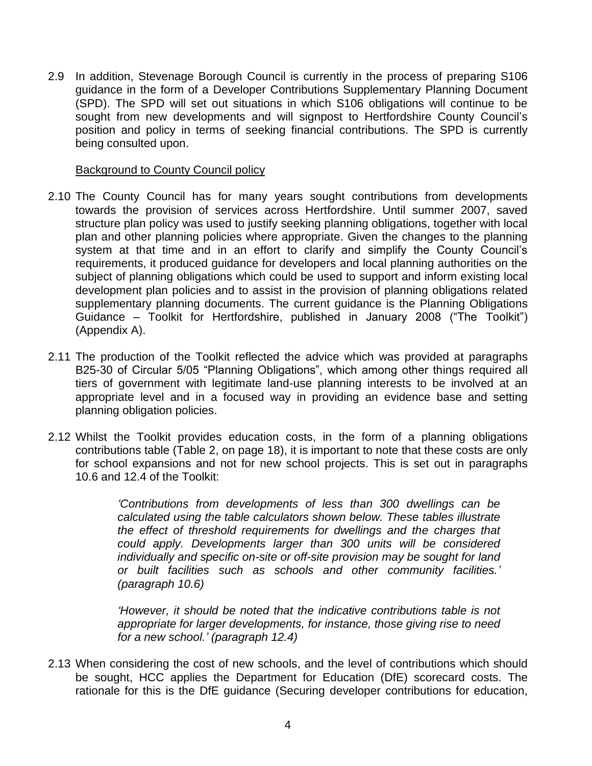2.9 In addition, Stevenage Borough Council is currently in the process of preparing S106 guidance in the form of a Developer Contributions Supplementary Planning Document (SPD). The SPD will set out situations in which S106 obligations will continue to be sought from new developments and will signpost to Hertfordshire County Council's position and policy in terms of seeking financial contributions. The SPD is currently being consulted upon.

<u>Background to County Council policy</u>

2.10 The County Council has for many years sought contributions from developments towards the provision of services across Hertfordshire. Until summer 2007, saved structure plan policy was used to justify seeking planning obligations, together with local plan and other planning policies where appropriate. Given the changes to the planning system at that time and in an effort to clarify and simplify the County Council's requirements, it produced guidance for developers and local planning authorities on the subject of planning obligations which could be used to support and inform existing local development plan policies and to assist in the provision of planning obligations related supplementary planning documents. The current guidance is the Planning Obligations Guidance – Toolkit for Hertfordshire, published in January 2008 ("The Toolkit") (Appendix A).

2.11 The production of the Toolkit reflected the advice which was provided at paragraphs B25-30 of Circular 5/05 "Planning Obligations", which among other things required all tiers of government with legitimate land-use planning interests to be involved at an appropriate level and in a focused way in providing an evidence base and setting planning obligation policies.

2.12 Whilst the Toolkit provides education costs, in the form of a planning obligations contributions table (Table 2, on page 18), it is important to note that these costs are only for school expansions and not for new school projects. This is set out in paragraphs 10.6 and 12.4 of the Toolkit:

> *'Contributions from developments of less than 300 dwellings can be calculated using the table calculators shown below. These tables illustrate the effect of threshold requirements for dwellings and the charges that could apply. Developments larger than 300 units will be considered individually and specific on-site or off-site provision may be sought for land or built facilities such as schools and other community facilities.' (paragraph 10.6)*

> *'However, it should be noted that the indicative contributions table is not appropriate for larger developments, for instance, those giving rise to need for a new school.' (paragraph 12.4)*

2.13 When considering the cost of new schools, and the level of contributions which should be sought, HCC applies the Department for Education (DfE) scorecard costs. The rationale for this is the DfE guidance (Securing developer contributions for education,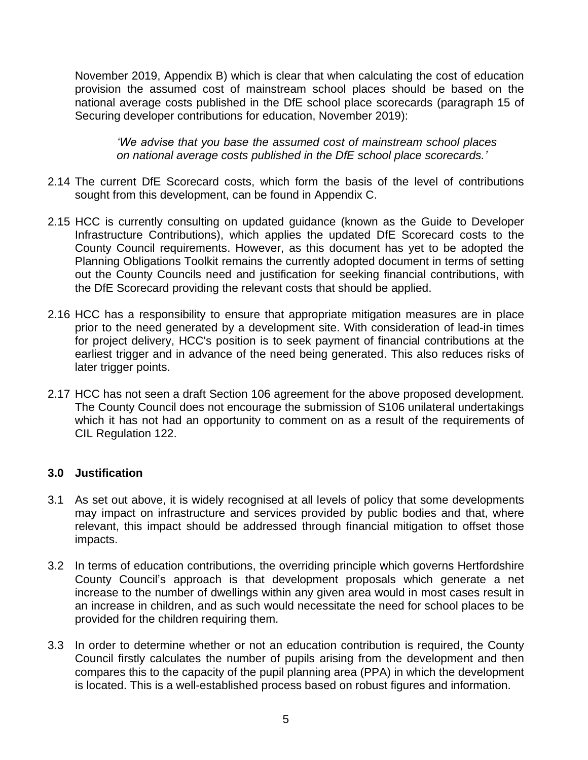November 2019, Appendix B) which is clear that when calculating the cost of education provision the assumed cost of mainstream school places should be based on the national average costs published in the DfE school place scorecards (paragraph 15 of Securing developer contributions for education, November 2019):

> *'We advise that you base the assumed cost of mainstream school places on national average costs published in the DfE school place scorecards.'*

2.14 The current DfE Scorecard costs, which form the basis of the level of contributions sought from this development, can be found in Appendix C.

2.15 HCC is currently consulting on updated guidance (known as the Guide to Developer Infrastructure Contributions), which applies the updated DfE Scorecard costs to the County Council requirements. However, as this document has yet to be adopted the Planning Obligations Toolkit remains the currently adopted document in terms of setting out the County Councils need and justification for seeking financial contributions, with the DfE Scorecard providing the relevant costs that should be applied.

2.16 HCC has a responsibility to ensure that appropriate mitigation measures are in place prior to the need generated by a development site. With consideration of lead-in times for project delivery, HCC's position is to seek payment of financial contributions at the earliest trigger and in advance of the need being generated. This also reduces risks of later trigger points.

2.17 HCC has not seen a draft Section 106 agreement for the above proposed development. The County Council does not encourage the submission of S106 unilateral undertakings which it has not had an opportunity to comment on as a result of the requirements of CIL Regulation 122.

## 3.0 Justification

3.1 As set out above, it is widely recognised at all levels of policy that some developments may impact on infrastructure and services provided by public bodies and that, where relevant, this impact should be addressed through financial mitigation to offset those impacts.

3.2 In terms of education contributions, the overriding principle which governs Hertfordshire County Council's approach is that development proposals which generate a net increase to the number of dwellings within any given area would in most cases result in an increase in children, and as such would necessitate the need for school places to be provided for the children requiring them.

3.3 In order to determine whether or not an education contribution is required, the County Council firstly calculates the number of pupils arising from the development and then compares this to the capacity of the pupil planning area (PPA) in which the development is located. This is a well-established process based on robust figures and information.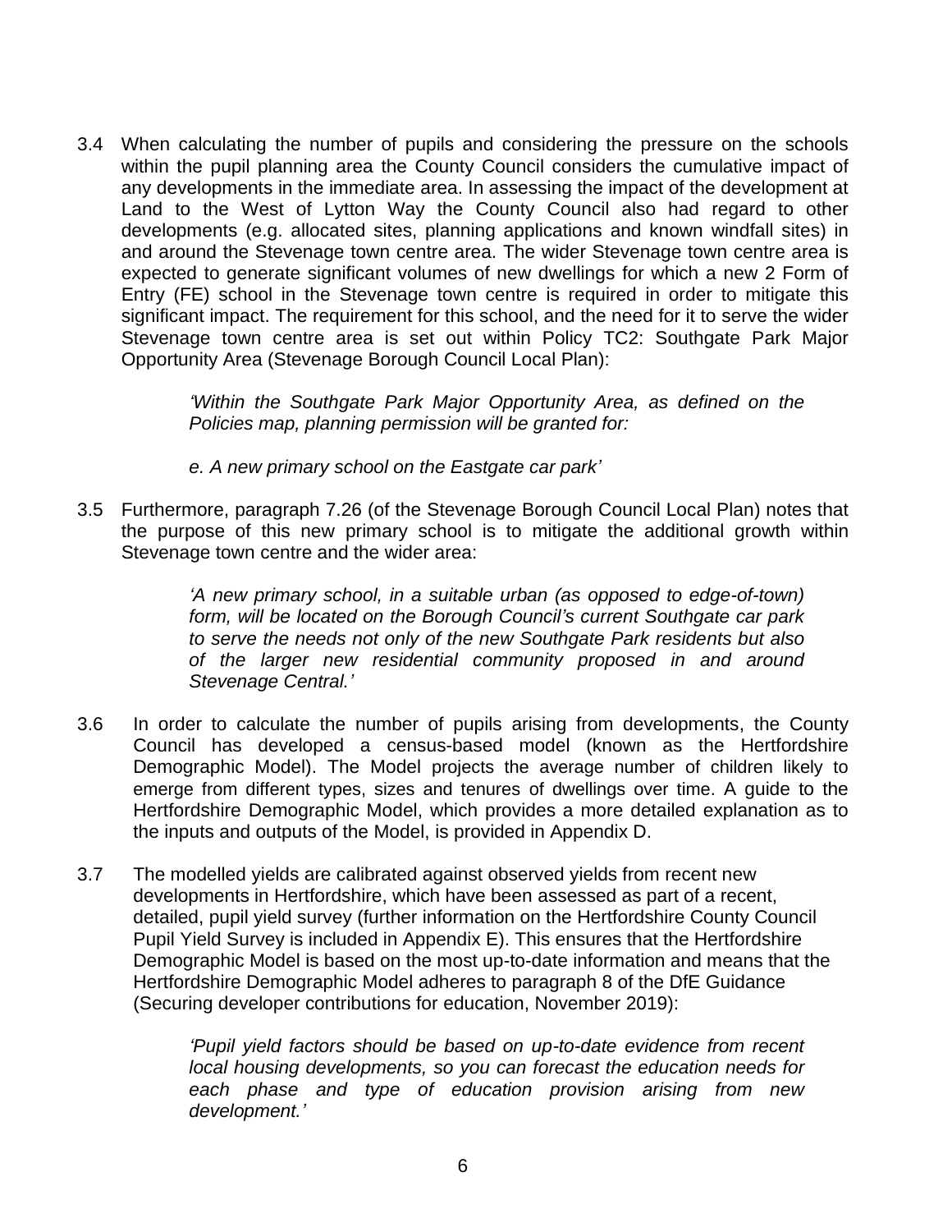3.4 When calculating the number of pupils and considering the pressure on the schools within the pupil planning area the County Council considers the cumulative impact of any developments in the immediate area. In assessing the impact of the development at Land to the West of Lytton Way the County Council also had regard to other developments (e.g. allocated sites, planning applications and known windfall sites) in and around the Stevenage town centre area. The wider Stevenage town centre area is expected to generate significant volumes of new dwellings for which a new 2 Form of Entry (FE) school in the Stevenage town centre is required in order to mitigate this significant impact. The requirement for this school, and the need for it to serve the wider Stevenage town centre area is set out within Policy TC2: Southgate Park Major Opportunity Area (Stevenage Borough Council Local Plan):

> *'Within the Southgate Park Major Opportunity Area, as defined on the Policies map, planning permission will be granted for:*
>
> *e. A new primary school on the Eastgate car park'*

3.5 Furthermore, paragraph 7.26 (of the Stevenage Borough Council Local Plan) notes that the purpose of this new primary school is to mitigate the additional growth within Stevenage town centre and the wider area:

> *'A new primary school, in a suitable urban (as opposed to edge-of-town) form, will be located on the Borough Council's current Southgate car park to serve the needs not only of the new Southgate Park residents but also of the larger new residential community proposed in and around Stevenage Central.'*

3.6 In order to calculate the number of pupils arising from developments, the County Council has developed a census-based model (known as the Hertfordshire Demographic Model). The Model projects the average number of children likely to emerge from different types, sizes and tenures of dwellings over time. A guide to the Hertfordshire Demographic Model, which provides a more detailed explanation as to the inputs and outputs of the Model, is provided in Appendix D.

3.7 The modelled yields are calibrated against observed yields from recent new developments in Hertfordshire, which have been assessed as part of a recent, detailed, pupil yield survey (further information on the Hertfordshire County Council Pupil Yield Survey is included in Appendix E). This ensures that the Hertfordshire Demographic Model is based on the most up-to-date information and means that the Hertfordshire Demographic Model adheres to paragraph 8 of the DfE Guidance (Securing developer contributions for education, November 2019):

> *'Pupil yield factors should be based on up-to-date evidence from recent local housing developments, so you can forecast the education needs for each phase and type of education provision arising from new development.'*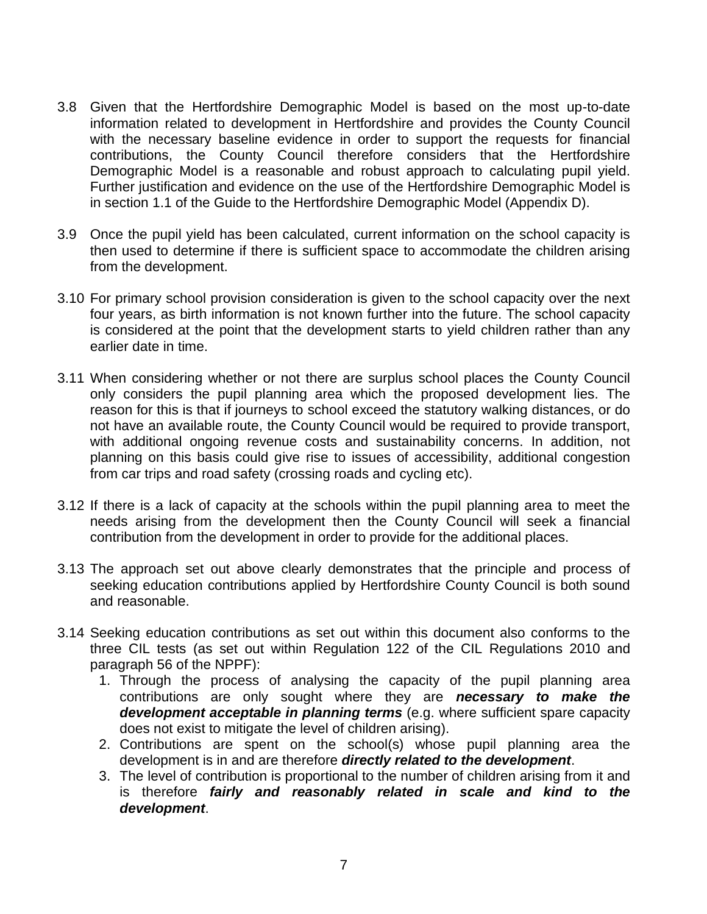3.8 Given that the Hertfordshire Demographic Model is based on the most up-to-date information related to development in Hertfordshire and provides the County Council with the necessary baseline evidence in order to support the requests for financial contributions, the County Council therefore considers that the Hertfordshire Demographic Model is a reasonable and robust approach to calculating pupil yield. Further justification and evidence on the use of the Hertfordshire Demographic Model is in section 1.1 of the Guide to the Hertfordshire Demographic Model (Appendix D).

3.9 Once the pupil yield has been calculated, current information on the school capacity is then used to determine if there is sufficient space to accommodate the children arising from the development.

3.10 For primary school provision consideration is given to the school capacity over the next four years, as birth information is not known further into the future. The school capacity is considered at the point that the development starts to yield children rather than any earlier date in time.

3.11 When considering whether or not there are surplus school places the County Council only considers the pupil planning area which the proposed development lies. The reason for this is that if journeys to school exceed the statutory walking distances, or do not have an available route, the County Council would be required to provide transport, with additional ongoing revenue costs and sustainability concerns. In addition, not planning on this basis could give rise to issues of accessibility, additional congestion from car trips and road safety (crossing roads and cycling etc).

3.12 If there is a lack of capacity at the schools within the pupil planning area to meet the needs arising from the development then the County Council will seek a financial contribution from the development in order to provide for the additional places.

3.13 The approach set out above clearly demonstrates that the principle and process of seeking education contributions applied by Hertfordshire County Council is both sound and reasonable.

3.14 Seeking education contributions as set out within this document also conforms to the three CIL tests (as set out within Regulation 122 of the CIL Regulations 2010 and paragraph 56 of the NPPF):

1. Through the process of analysing the capacity of the pupil planning area contributions are only sought where they are ***necessary to make the development acceptable in planning terms*** (e.g. where sufficient spare capacity does not exist to mitigate the level of children arising).
2. Contributions are spent on the school(s) whose pupil planning area the development is in and are therefore ***directly related to the development***.
3. The level of contribution is proportional to the number of children arising from it and is therefore ***fairly and reasonably related in scale and kind to the development***.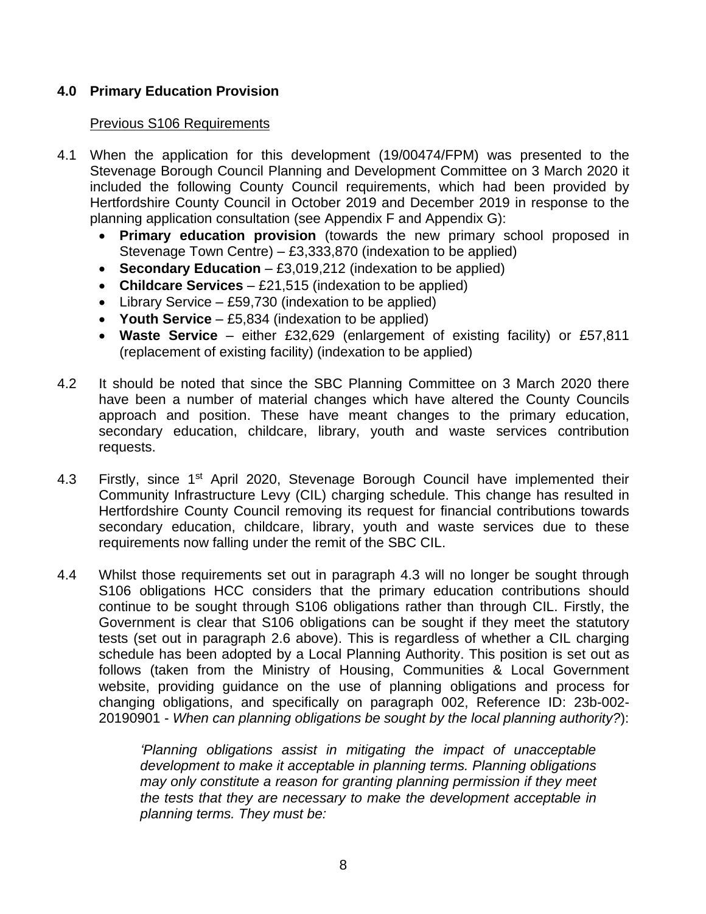## 4.0 Primary Education Provision

Previous S106 Requirements

4.1 When the application for this development (19/00474/FPM) was presented to the Stevenage Borough Council Planning and Development Committee on 3 March 2020 it included the following County Council requirements, which had been provided by Hertfordshire County Council in October 2019 and December 2019 in response to the planning application consultation (see Appendix F and Appendix G):

- **Primary education provision** (towards the new primary school proposed in Stevenage Town Centre) – £3,333,870 (indexation to be applied)
- **Secondary Education** – £3,019,212 (indexation to be applied)
- **Childcare Services** – £21,515 (indexation to be applied)
- Library Service – £59,730 (indexation to be applied)
- **Youth Service** – £5,834 (indexation to be applied)
- **Waste Service** – either £32,629 (enlargement of existing facility) or £57,811 (replacement of existing facility) (indexation to be applied)

4.2 It should be noted that since the SBC Planning Committee on 3 March 2020 there have been a number of material changes which have altered the County Councils approach and position. These have meant changes to the primary education, secondary education, childcare, library, youth and waste services contribution requests.

4.3 Firstly, since 1st April 2020, Stevenage Borough Council have implemented their Community Infrastructure Levy (CIL) charging schedule. This change has resulted in Hertfordshire County Council removing its request for financial contributions towards secondary education, childcare, library, youth and waste services due to these requirements now falling under the remit of the SBC CIL.

4.4 Whilst those requirements set out in paragraph 4.3 will no longer be sought through S106 obligations HCC considers that the primary education contributions should continue to be sought through S106 obligations rather than through CIL. Firstly, the Government is clear that S106 obligations can be sought if they meet the statutory tests (set out in paragraph 2.6 above). This is regardless of whether a CIL charging schedule has been adopted by a Local Planning Authority. This position is set out as follows (taken from the Ministry of Housing, Communities & Local Government website, providing guidance on the use of planning obligations and process for changing obligations, and specifically on paragraph 002, Reference ID: 23b-002-20190901 - *When can planning obligations be sought by the local planning authority?*):

> *'Planning obligations assist in mitigating the impact of unacceptable development to make it acceptable in planning terms. Planning obligations may only constitute a reason for granting planning permission if they meet the tests that they are necessary to make the development acceptable in planning terms. They must be:*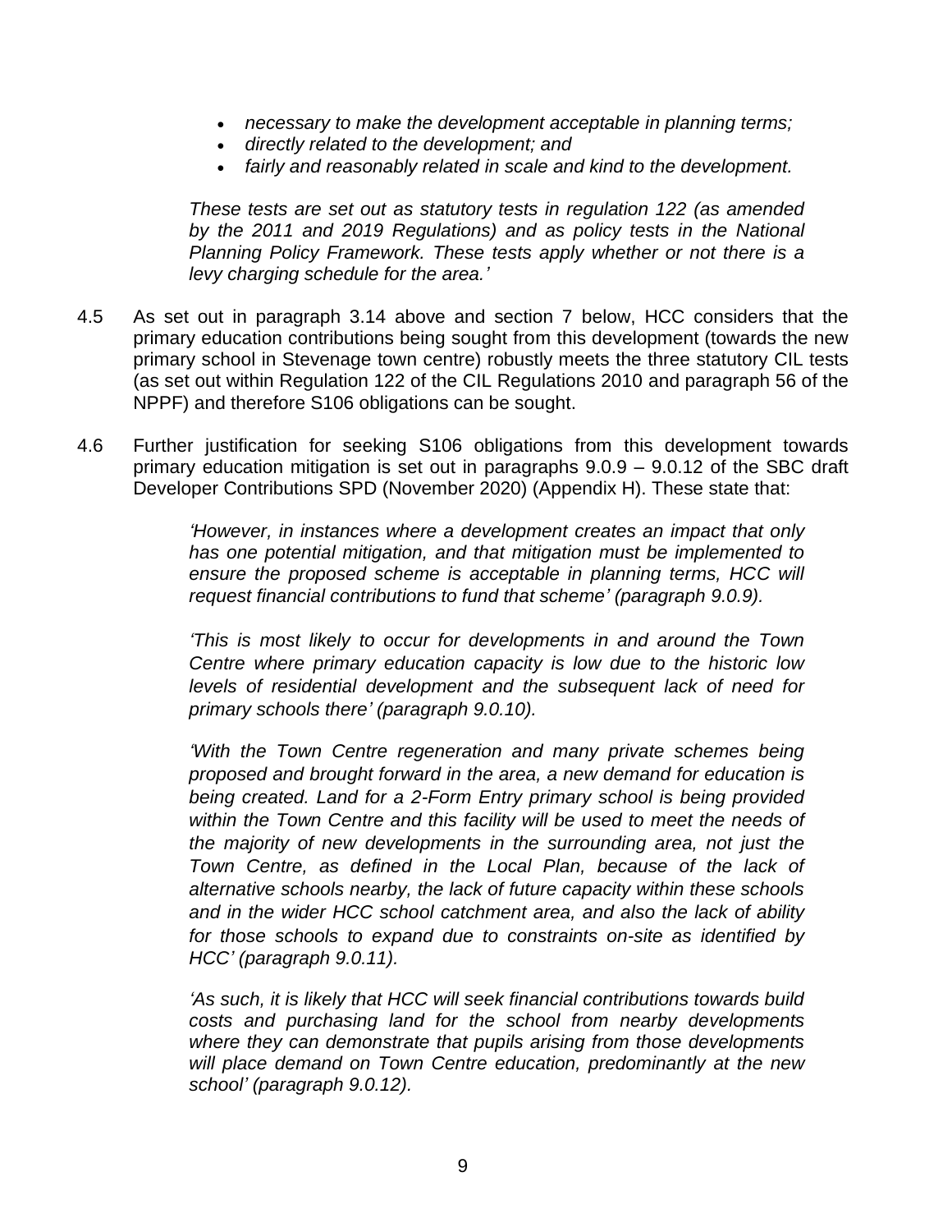- *necessary to make the development acceptable in planning terms;*
- *directly related to the development; and*
- *fairly and reasonably related in scale and kind to the development.*

> *These tests are set out as statutory tests in regulation 122 (as amended by the 2011 and 2019 Regulations) and as policy tests in the National Planning Policy Framework. These tests apply whether or not there is a levy charging schedule for the area.'*

4.5 As set out in paragraph 3.14 above and section 7 below, HCC considers that the primary education contributions being sought from this development (towards the new primary school in Stevenage town centre) robustly meets the three statutory CIL tests (as set out within Regulation 122 of the CIL Regulations 2010 and paragraph 56 of the NPPF) and therefore S106 obligations can be sought.

4.6 Further justification for seeking S106 obligations from this development towards primary education mitigation is set out in paragraphs 9.0.9 – 9.0.12 of the SBC draft Developer Contributions SPD (November 2020) (Appendix H). These state that:

> *'However, in instances where a development creates an impact that only has one potential mitigation, and that mitigation must be implemented to ensure the proposed scheme is acceptable in planning terms, HCC will request financial contributions to fund that scheme' (paragraph 9.0.9).*
>
> *'This is most likely to occur for developments in and around the Town Centre where primary education capacity is low due to the historic low levels of residential development and the subsequent lack of need for primary schools there' (paragraph 9.0.10).*
>
> *'With the Town Centre regeneration and many private schemes being proposed and brought forward in the area, a new demand for education is being created. Land for a 2-Form Entry primary school is being provided within the Town Centre and this facility will be used to meet the needs of the majority of new developments in the surrounding area, not just the Town Centre, as defined in the Local Plan, because of the lack of alternative schools nearby, the lack of future capacity within these schools and in the wider HCC school catchment area, and also the lack of ability for those schools to expand due to constraints on-site as identified by HCC' (paragraph 9.0.11).*
>
> *'As such, it is likely that HCC will seek financial contributions towards build costs and purchasing land for the school from nearby developments where they can demonstrate that pupils arising from those developments will place demand on Town Centre education, predominantly at the new school' (paragraph 9.0.12).*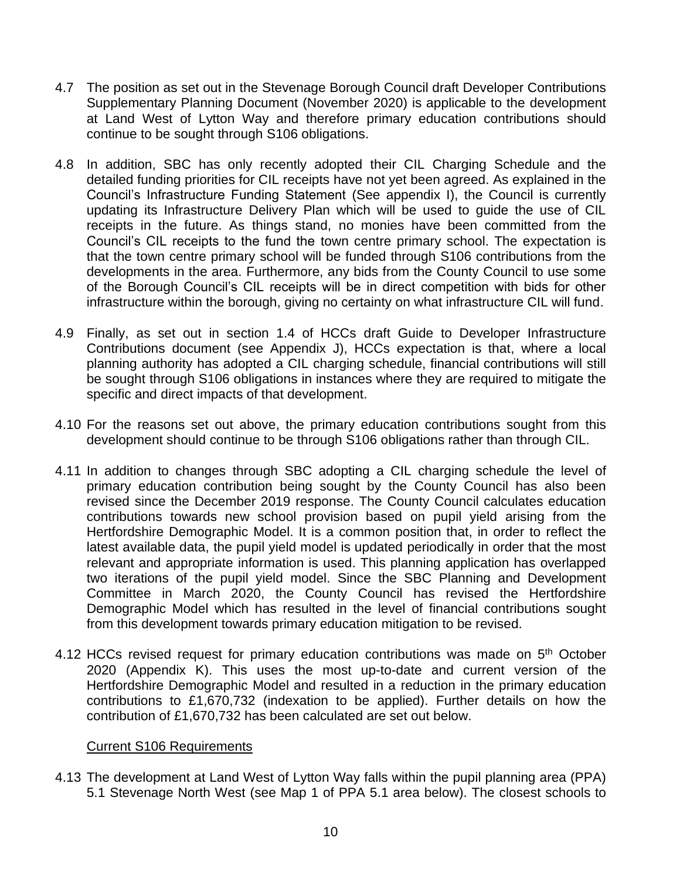4.7 The position as set out in the Stevenage Borough Council draft Developer Contributions Supplementary Planning Document (November 2020) is applicable to the development at Land West of Lytton Way and therefore primary education contributions should continue to be sought through S106 obligations.

4.8 In addition, SBC has only recently adopted their CIL Charging Schedule and the detailed funding priorities for CIL receipts have not yet been agreed. As explained in the Council's Infrastructure Funding Statement (See appendix I), the Council is currently updating its Infrastructure Delivery Plan which will be used to guide the use of CIL receipts in the future. As things stand, no monies have been committed from the Council's CIL receipts to the fund the town centre primary school. The expectation is that the town centre primary school will be funded through S106 contributions from the developments in the area. Furthermore, any bids from the County Council to use some of the Borough Council's CIL receipts will be in direct competition with bids for other infrastructure within the borough, giving no certainty on what infrastructure CIL will fund.

4.9 Finally, as set out in section 1.4 of HCCs draft Guide to Developer Infrastructure Contributions document (see Appendix J), HCCs expectation is that, where a local planning authority has adopted a CIL charging schedule, financial contributions will still be sought through S106 obligations in instances where they are required to mitigate the specific and direct impacts of that development.

4.10 For the reasons set out above, the primary education contributions sought from this development should continue to be through S106 obligations rather than through CIL.

4.11 In addition to changes through SBC adopting a CIL charging schedule the level of primary education contribution being sought by the County Council has also been revised since the December 2019 response. The County Council calculates education contributions towards new school provision based on pupil yield arising from the Hertfordshire Demographic Model. It is a common position that, in order to reflect the latest available data, the pupil yield model is updated periodically in order that the most relevant and appropriate information is used. This planning application has overlapped two iterations of the pupil yield model. Since the SBC Planning and Development Committee in March 2020, the County Council has revised the Hertfordshire Demographic Model which has resulted in the level of financial contributions sought from this development towards primary education mitigation to be revised.

4.12 HCCs revised request for primary education contributions was made on 5th October 2020 (Appendix K). This uses the most up-to-date and current version of the Hertfordshire Demographic Model and resulted in a reduction in the primary education contributions to £1,670,732 (indexation to be applied). Further details on how the contribution of £1,670,732 has been calculated are set out below.

Current S106 Requirements

4.13 The development at Land West of Lytton Way falls within the pupil planning area (PPA) 5.1 Stevenage North West (see Map 1 of PPA 5.1 area below). The closest schools to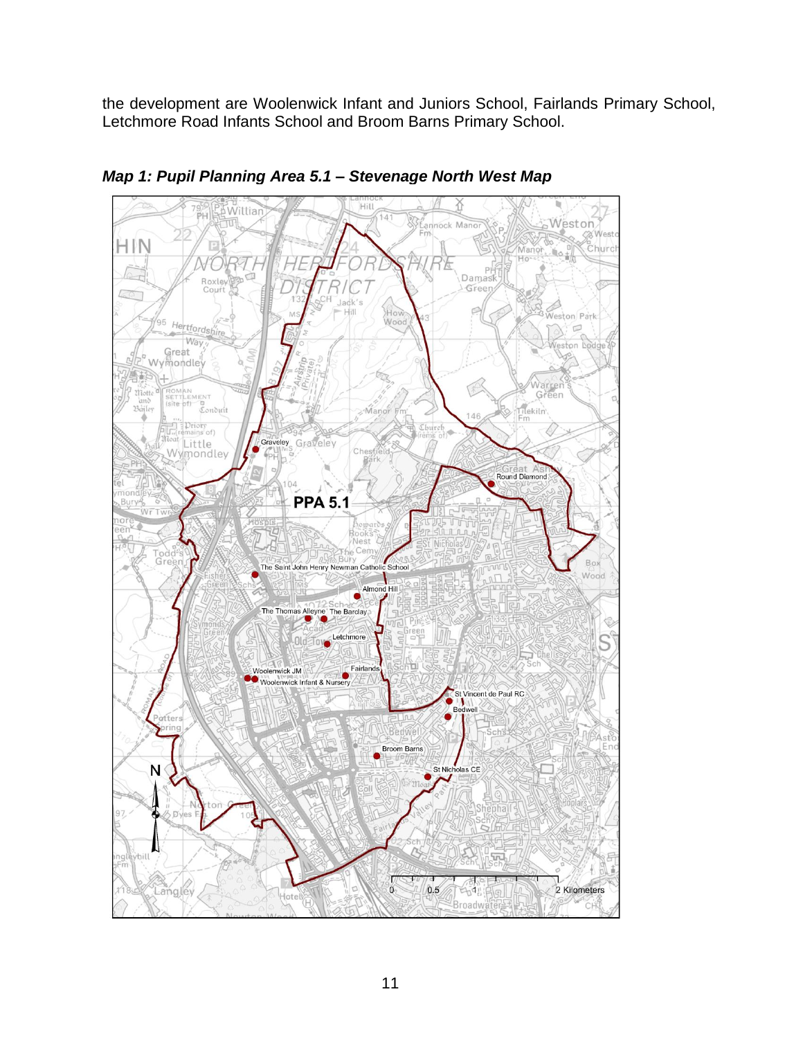the development are Woolenwick Infant and Juniors School, Fairlands Primary School, Letchmore Road Infants School and Broom Barns Primary School.

***Map 1: Pupil Planning Area 5.1 – Stevenage North West Map***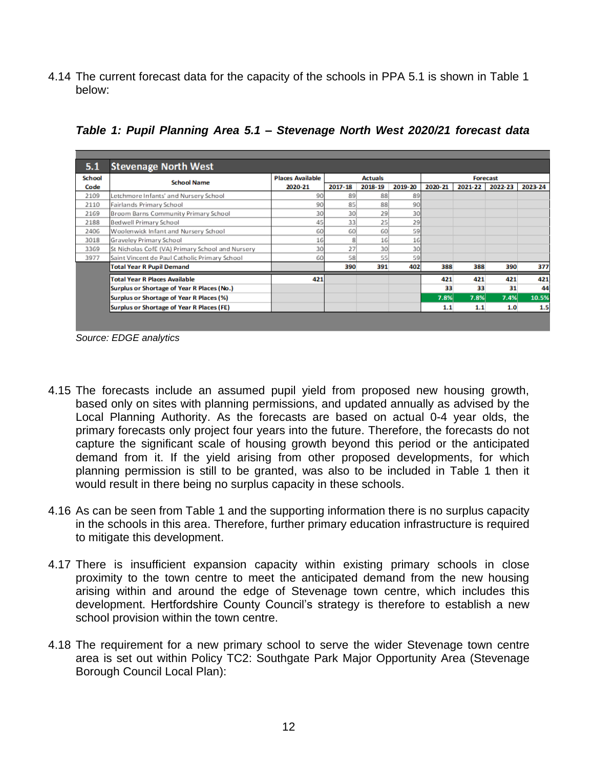4.14 The current forecast data for the capacity of the schools in PPA 5.1 is shown in Table 1 below:

***Table 1: Pupil Planning Area 5.1 – Stevenage North West 2020/21 forecast data***

| 5.1 | Stevenage North West | | | | | | | | |
|---|---|---|---|---|---|---|---|---|---|
| School Code | School Name | Places Available 2020-21 | Actuals 2017-18 | Actuals 2018-19 | Actuals 2019-20 | Forecast 2020-21 | Forecast 2021-22 | Forecast 2022-23 | Forecast 2023-24 |
| 2109 | Letchmore Infants' and Nursery School | 90 | 89 | 88 | 89 | | | | |
| 2110 | Fairlands Primary School | 90 | 85 | 88 | 90 | | | | |
| 2169 | Broom Barns Community Primary School | 30 | 30 | 29 | 30 | | | | |
| 2188 | Bedwell Primary School | 45 | 33 | 25 | 29 | | | | |
| 2406 | Woolenwick Infant and Nursery School | 60 | 60 | 60 | 59 | | | | |
| 3018 | Graveley Primary School | 16 | 8 | 16 | 16 | | | | |
| 3369 | St Nicholas CofE (VA) Primary School and Nursery | 30 | 27 | 30 | 30 | | | | |
| 3977 | Saint Vincent de Paul Catholic Primary School | 60 | 58 | 55 | 59 | | | | |
| | **Total Year R Pupil Demand** | | **390** | **391** | **402** | **388** | **388** | **390** | **377** |
| | **Total Year R Places Available** | **421** | | | | **421** | **421** | **421** | **421** |
| | **Surplus or Shortage of Year R Places (No.)** | | | | | **33** | **33** | **31** | **44** |
| | **Surplus or Shortage of Year R Places (%)** | | | | | **7.8%** | **7.8%** | **7.4%** | **10.5%** |
| | **Surplus or Shortage of Year R Places (FE)** | | | | | **1.1** | **1.1** | **1.0** | **1.5** |

*Source: EDGE analytics*

4.15 The forecasts include an assumed pupil yield from proposed new housing growth, based only on sites with planning permissions, and updated annually as advised by the Local Planning Authority. As the forecasts are based on actual 0-4 year olds, the primary forecasts only project four years into the future. Therefore, the forecasts do not capture the significant scale of housing growth beyond this period or the anticipated demand from it. If the yield arising from other proposed developments, for which planning permission is still to be granted, was also to be included in Table 1 then it would result in there being no surplus capacity in these schools.

4.16 As can be seen from Table 1 and the supporting information there is no surplus capacity in the schools in this area. Therefore, further primary education infrastructure is required to mitigate this development.

4.17 There is insufficient expansion capacity within existing primary schools in close proximity to the town centre to meet the anticipated demand from the new housing arising within and around the edge of Stevenage town centre, which includes this development. Hertfordshire County Council's strategy is therefore to establish a new school provision within the town centre.

4.18 The requirement for a new primary school to serve the wider Stevenage town centre area is set out within Policy TC2: Southgate Park Major Opportunity Area (Stevenage Borough Council Local Plan):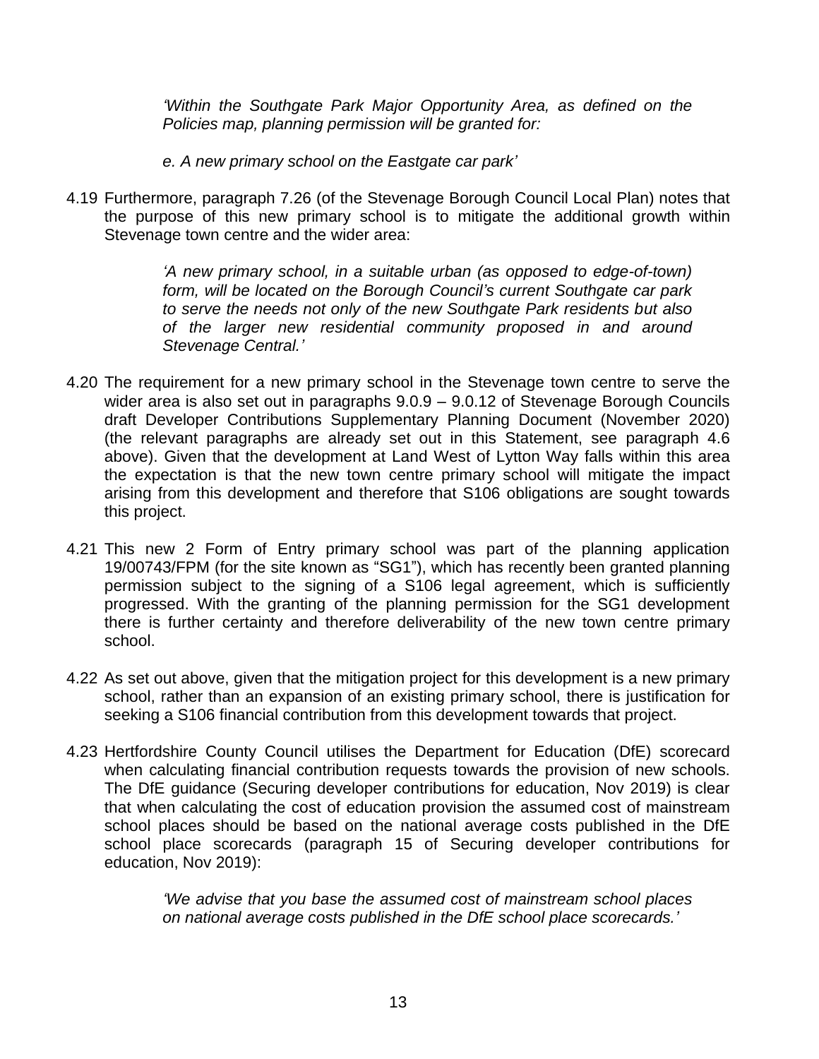> *'Within the Southgate Park Major Opportunity Area, as defined on the Policies map, planning permission will be granted for:*
>
> *e. A new primary school on the Eastgate car park'*

4.19 Furthermore, paragraph 7.26 (of the Stevenage Borough Council Local Plan) notes that the purpose of this new primary school is to mitigate the additional growth within Stevenage town centre and the wider area:

> *'A new primary school, in a suitable urban (as opposed to edge-of-town) form, will be located on the Borough Council's current Southgate car park to serve the needs not only of the new Southgate Park residents but also of the larger new residential community proposed in and around Stevenage Central.'*

4.20 The requirement for a new primary school in the Stevenage town centre to serve the wider area is also set out in paragraphs 9.0.9 – 9.0.12 of Stevenage Borough Councils draft Developer Contributions Supplementary Planning Document (November 2020) (the relevant paragraphs are already set out in this Statement, see paragraph 4.6 above). Given that the development at Land West of Lytton Way falls within this area the expectation is that the new town centre primary school will mitigate the impact arising from this development and therefore that S106 obligations are sought towards this project.

4.21 This new 2 Form of Entry primary school was part of the planning application 19/00743/FPM (for the site known as "SG1"), which has recently been granted planning permission subject to the signing of a S106 legal agreement, which is sufficiently progressed. With the granting of the planning permission for the SG1 development there is further certainty and therefore deliverability of the new town centre primary school.

4.22 As set out above, given that the mitigation project for this development is a new primary school, rather than an expansion of an existing primary school, there is justification for seeking a S106 financial contribution from this development towards that project.

4.23 Hertfordshire County Council utilises the Department for Education (DfE) scorecard when calculating financial contribution requests towards the provision of new schools. The DfE guidance (Securing developer contributions for education, Nov 2019) is clear that when calculating the cost of education provision the assumed cost of mainstream school places should be based on the national average costs published in the DfE school place scorecards (paragraph 15 of Securing developer contributions for education, Nov 2019):

> *'We advise that you base the assumed cost of mainstream school places on national average costs published in the DfE school place scorecards.'*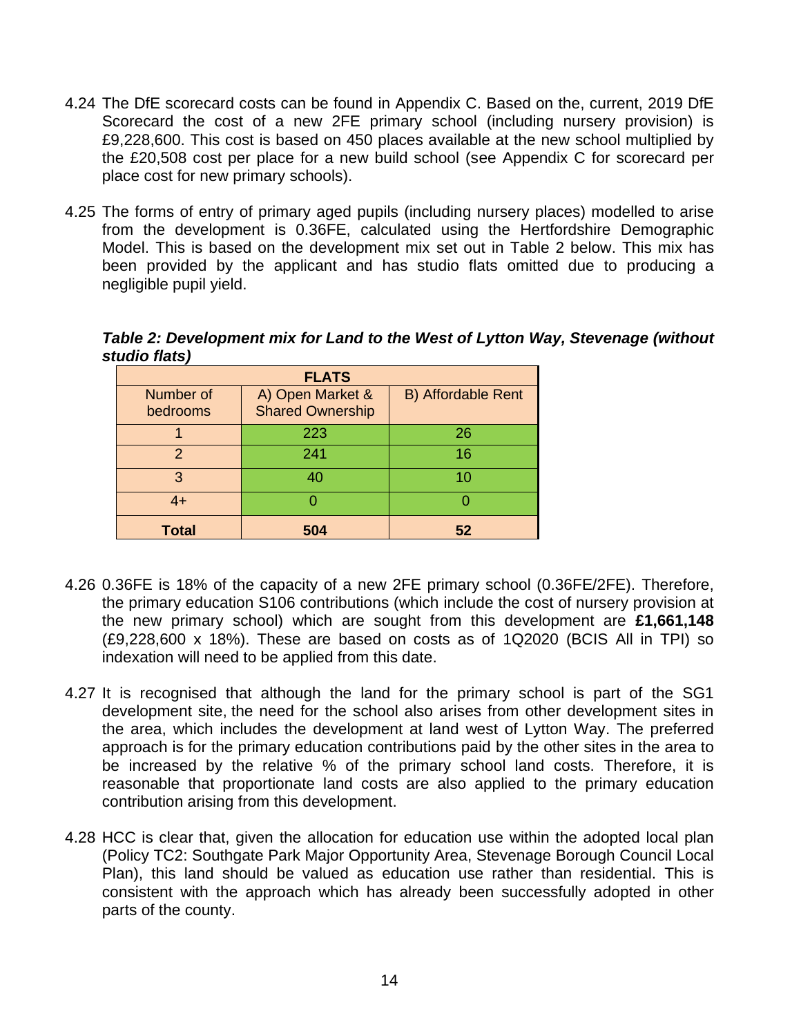4.24 The DfE scorecard costs can be found in Appendix C. Based on the, current, 2019 DfE Scorecard the cost of a new 2FE primary school (including nursery provision) is £9,228,600. This cost is based on 450 places available at the new school multiplied by the £20,508 cost per place for a new build school (see Appendix C for scorecard per place cost for new primary schools).

4.25 The forms of entry of primary aged pupils (including nursery places) modelled to arise from the development is 0.36FE, calculated using the Hertfordshire Demographic Model. This is based on the development mix set out in Table 2 below. This mix has been provided by the applicant and has studio flats omitted due to producing a negligible pupil yield.

***Table 2: Development mix for Land to the West of Lytton Way, Stevenage (without studio flats)***

| FLATS | | |
|---|---|---|
| Number of bedrooms | A) Open Market & Shared Ownership | B) Affordable Rent |
| 1 | 223 | 26 |
| 2 | 241 | 16 |
| 3 | 40 | 10 |
| 4+ | 0 | 0 |
| **Total** | **504** | **52** |

4.26 0.36FE is 18% of the capacity of a new 2FE primary school (0.36FE/2FE). Therefore, the primary education S106 contributions (which include the cost of nursery provision at the new primary school) which are sought from this development are **£1,661,148** (£9,228,600 x 18%). These are based on costs as of 1Q2020 (BCIS All in TPI) so indexation will need to be applied from this date.

4.27 It is recognised that although the land for the primary school is part of the SG1 development site, the need for the school also arises from other development sites in the area, which includes the development at land west of Lytton Way. The preferred approach is for the primary education contributions paid by the other sites in the area to be increased by the relative % of the primary school land costs. Therefore, it is reasonable that proportionate land costs are also applied to the primary education contribution arising from this development.

4.28 HCC is clear that, given the allocation for education use within the adopted local plan (Policy TC2: Southgate Park Major Opportunity Area, Stevenage Borough Council Local Plan), this land should be valued as education use rather than residential. This is consistent with the approach which has already been successfully adopted in other parts of the county.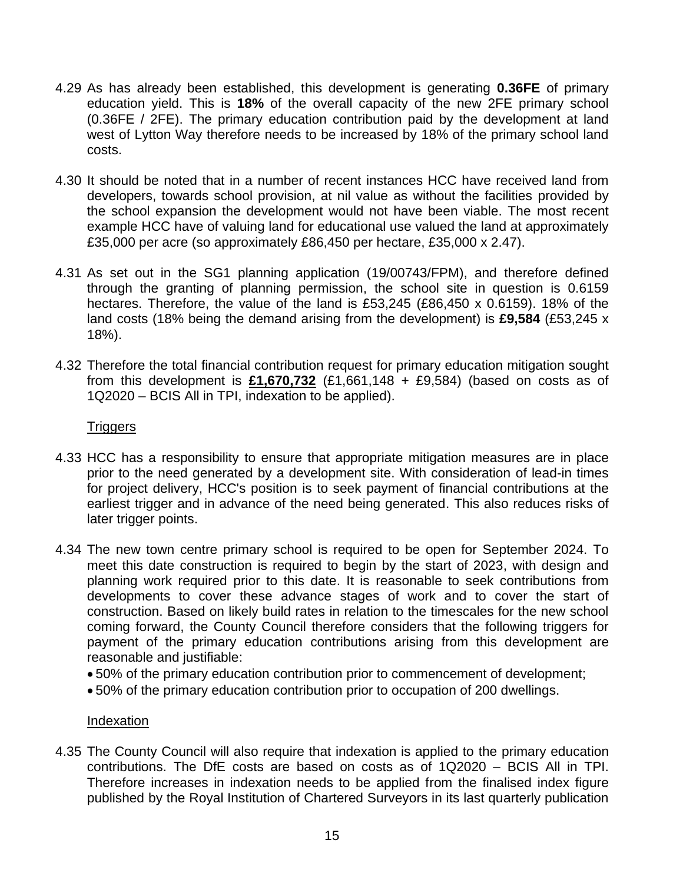4.29 As has already been established, this development is generating **0.36FE** of primary education yield. This is **18%** of the overall capacity of the new 2FE primary school (0.36FE / 2FE). The primary education contribution paid by the development at land west of Lytton Way therefore needs to be increased by 18% of the primary school land costs.

4.30 It should be noted that in a number of recent instances HCC have received land from developers, towards school provision, at nil value as without the facilities provided by the school expansion the development would not have been viable. The most recent example HCC have of valuing land for educational use valued the land at approximately £35,000 per acre (so approximately £86,450 per hectare, £35,000 x 2.47).

4.31 As set out in the SG1 planning application (19/00743/FPM), and therefore defined through the granting of planning permission, the school site in question is 0.6159 hectares. Therefore, the value of the land is £53,245 (£86,450 x 0.6159). 18% of the land costs (18% being the demand arising from the development) is **£9,584** (£53,245 x 18%).

4.32 Therefore the total financial contribution request for primary education mitigation sought from this development is **<u>£1,670,732</u>** (£1,661,148 + £9,584) (based on costs as of 1Q2020 – BCIS All in TPI, indexation to be applied).

<u>Triggers</u>

4.33 HCC has a responsibility to ensure that appropriate mitigation measures are in place prior to the need generated by a development site. With consideration of lead-in times for project delivery, HCC's position is to seek payment of financial contributions at the earliest trigger and in advance of the need being generated. This also reduces risks of later trigger points.

4.34 The new town centre primary school is required to be open for September 2024. To meet this date construction is required to begin by the start of 2023, with design and planning work required prior to this date. It is reasonable to seek contributions from developments to cover these advance stages of work and to cover the start of construction. Based on likely build rates in relation to the timescales for the new school coming forward, the County Council therefore considers that the following triggers for payment of the primary education contributions arising from this development are reasonable and justifiable:

- 50% of the primary education contribution prior to commencement of development;
- 50% of the primary education contribution prior to occupation of 200 dwellings.

<u>Indexation</u>

4.35 The County Council will also require that indexation is applied to the primary education contributions. The DfE costs are based on costs as of 1Q2020 – BCIS All in TPI. Therefore increases in indexation needs to be applied from the finalised index figure published by the Royal Institution of Chartered Surveyors in its last quarterly publication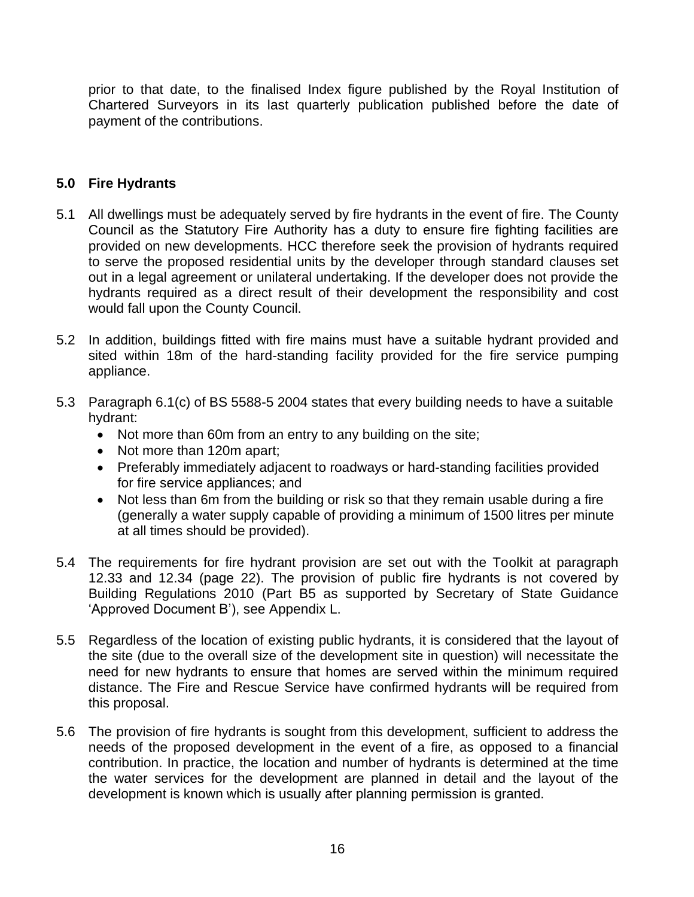prior to that date, to the finalised Index figure published by the Royal Institution of Chartered Surveyors in its last quarterly publication published before the date of payment of the contributions.

## 5.0 Fire Hydrants

5.1 All dwellings must be adequately served by fire hydrants in the event of fire. The County Council as the Statutory Fire Authority has a duty to ensure fire fighting facilities are provided on new developments. HCC therefore seek the provision of hydrants required to serve the proposed residential units by the developer through standard clauses set out in a legal agreement or unilateral undertaking. If the developer does not provide the hydrants required as a direct result of their development the responsibility and cost would fall upon the County Council.

5.2 In addition, buildings fitted with fire mains must have a suitable hydrant provided and sited within 18m of the hard-standing facility provided for the fire service pumping appliance.

5.3 Paragraph 6.1(c) of BS 5588-5 2004 states that every building needs to have a suitable hydrant:

- Not more than 60m from an entry to any building on the site;
- Not more than 120m apart;
- Preferably immediately adjacent to roadways or hard-standing facilities provided for fire service appliances; and
- Not less than 6m from the building or risk so that they remain usable during a fire (generally a water supply capable of providing a minimum of 1500 litres per minute at all times should be provided).

5.4 The requirements for fire hydrant provision are set out with the Toolkit at paragraph 12.33 and 12.34 (page 22). The provision of public fire hydrants is not covered by Building Regulations 2010 (Part B5 as supported by Secretary of State Guidance 'Approved Document B'), see Appendix L.

5.5 Regardless of the location of existing public hydrants, it is considered that the layout of the site (due to the overall size of the development site in question) will necessitate the need for new hydrants to ensure that homes are served within the minimum required distance. The Fire and Rescue Service have confirmed hydrants will be required from this proposal.

5.6 The provision of fire hydrants is sought from this development, sufficient to address the needs of the proposed development in the event of a fire, as opposed to a financial contribution. In practice, the location and number of hydrants is determined at the time the water services for the development are planned in detail and the layout of the development is known which is usually after planning permission is granted.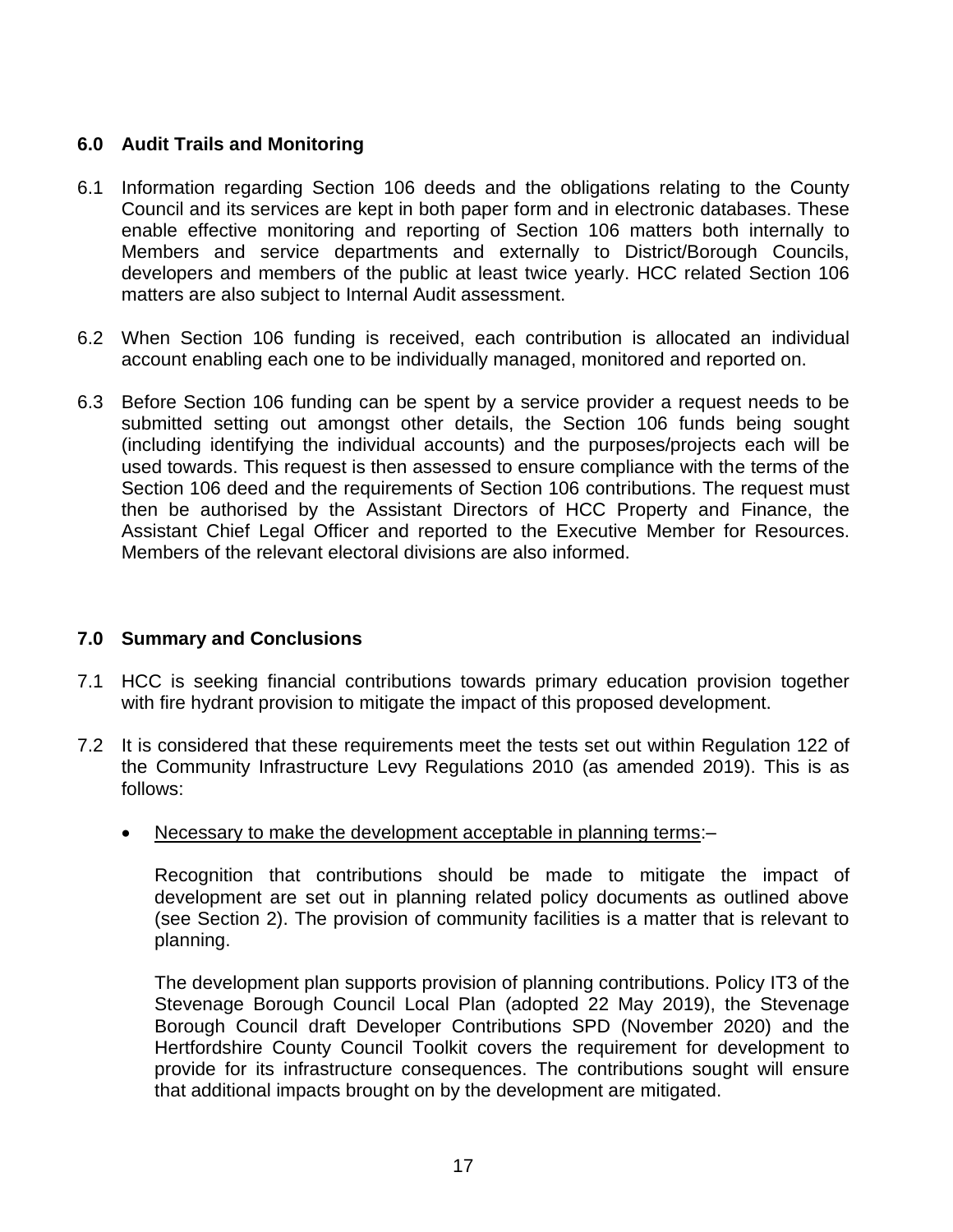## 6.0 Audit Trails and Monitoring

6.1 Information regarding Section 106 deeds and the obligations relating to the County Council and its services are kept in both paper form and in electronic databases. These enable effective monitoring and reporting of Section 106 matters both internally to Members and service departments and externally to District/Borough Councils, developers and members of the public at least twice yearly. HCC related Section 106 matters are also subject to Internal Audit assessment.

6.2 When Section 106 funding is received, each contribution is allocated an individual account enabling each one to be individually managed, monitored and reported on.

6.3 Before Section 106 funding can be spent by a service provider a request needs to be submitted setting out amongst other details, the Section 106 funds being sought (including identifying the individual accounts) and the purposes/projects each will be used towards. This request is then assessed to ensure compliance with the terms of the Section 106 deed and the requirements of Section 106 contributions. The request must then be authorised by the Assistant Directors of HCC Property and Finance, the Assistant Chief Legal Officer and reported to the Executive Member for Resources. Members of the relevant electoral divisions are also informed.

## 7.0 Summary and Conclusions

7.1 HCC is seeking financial contributions towards primary education provision together with fire hydrant provision to mitigate the impact of this proposed development.

7.2 It is considered that these requirements meet the tests set out within Regulation 122 of the Community Infrastructure Levy Regulations 2010 (as amended 2019). This is as follows:

- <u>Necessary to make the development acceptable in planning terms</u>:–

  Recognition that contributions should be made to mitigate the impact of development are set out in planning related policy documents as outlined above (see Section 2). The provision of community facilities is a matter that is relevant to planning.

  The development plan supports provision of planning contributions. Policy IT3 of the Stevenage Borough Council Local Plan (adopted 22 May 2019), the Stevenage Borough Council draft Developer Contributions SPD (November 2020) and the Hertfordshire County Council Toolkit covers the requirement for development to provide for its infrastructure consequences. The contributions sought will ensure that additional impacts brought on by the development are mitigated.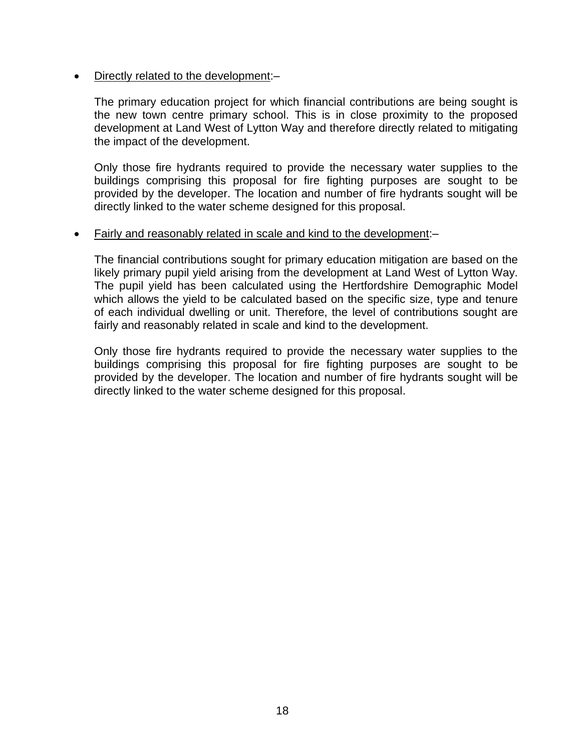- Directly related to the development:–

  The primary education project for which financial contributions are being sought is the new town centre primary school. This is in close proximity to the proposed development at Land West of Lytton Way and therefore directly related to mitigating the impact of the development.

  Only those fire hydrants required to provide the necessary water supplies to the buildings comprising this proposal for fire fighting purposes are sought to be provided by the developer. The location and number of fire hydrants sought will be directly linked to the water scheme designed for this proposal.

- Fairly and reasonably related in scale and kind to the development:–

  The financial contributions sought for primary education mitigation are based on the likely primary pupil yield arising from the development at Land West of Lytton Way. The pupil yield has been calculated using the Hertfordshire Demographic Model which allows the yield to be calculated based on the specific size, type and tenure of each individual dwelling or unit. Therefore, the level of contributions sought are fairly and reasonably related in scale and kind to the development.

  Only those fire hydrants required to provide the necessary water supplies to the buildings comprising this proposal for fire fighting purposes are sought to be provided by the developer. The location and number of fire hydrants sought will be directly linked to the water scheme designed for this proposal.